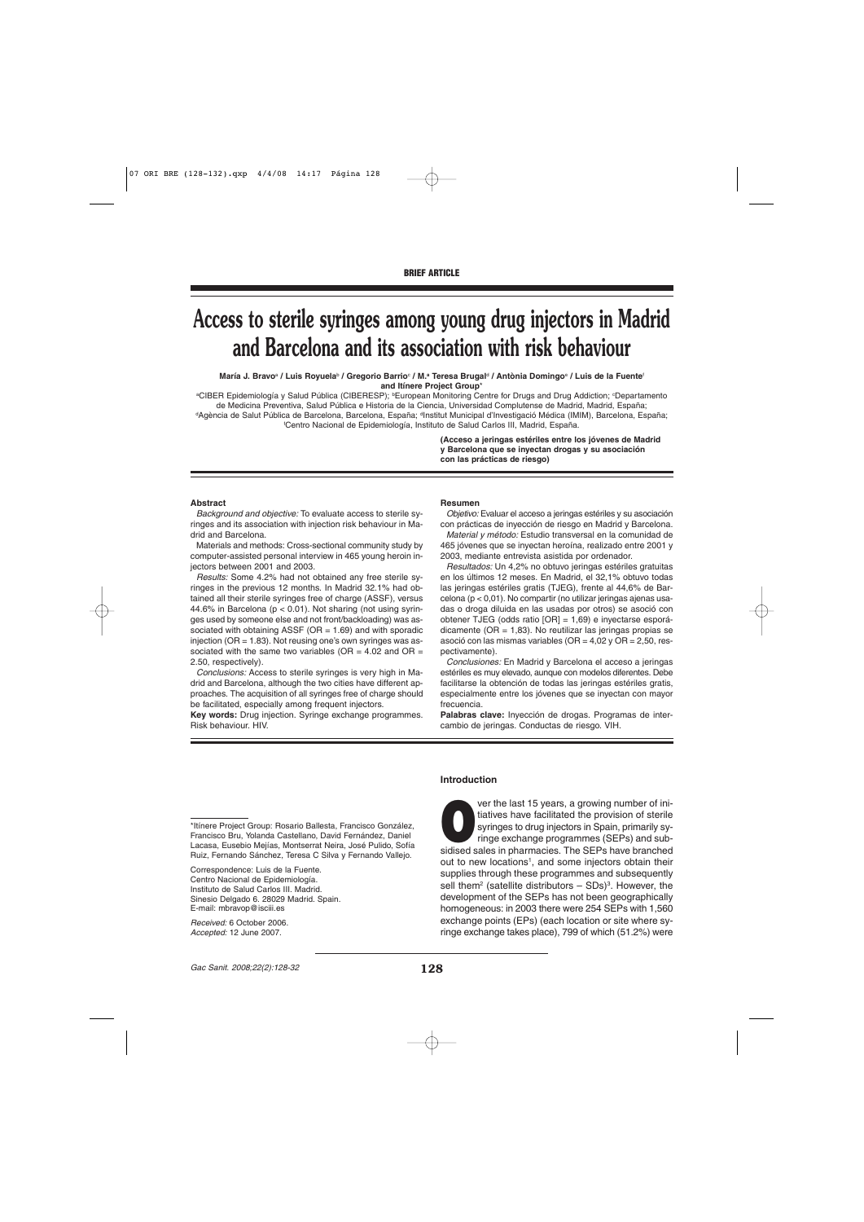**BRIEF ARTICLE**

# Access to sterile syringes among young drug injectors in Madrid and Barcelona and its association with risk behaviour

**María J. Bravo[a] / Luis Royuela[b] / Gregorio Barrio[c] / M.ª Teresa Brugal[d] / Antònia Domingo[e] / Luis de la Fuente[f] and Itínere Project Group***

[a]CIBER Epidemiología y Salud Pública (CIBERESP); [b]European Monitoring Centre for Drugs and Drug Addiction; [c]Departamento de Medicina Preventiva, Salud Pública e Historia de la Ciencia, Universidad Complutense de Madrid, Madrid, España; [d]Agència de Salut Pública de Barcelona, Barcelona, España; [e]Institut Municipal d'Investigació Médica (IMIM), Barcelona, España; [f]Centro Nacional de Epidemiología, Instituto de Salud Carlos III, Madrid, España.

**(Acceso a jeringas estériles entre los jóvenes de Madrid y Barcelona que se inyectan drogas y su asociación con las prácticas de riesgo)**

### Abstract

*Background and objective:* To evaluate access to sterile syringes and its association with injection risk behaviour in Madrid and Barcelona.

Materials and methods: Cross-sectional community study by computer-assisted personal interview in 465 young heroin injectors between 2001 and 2003.

*Results:* Some 4.2% had not obtained any free sterile syringes in the previous 12 months. In Madrid 32.1% had obtained all their sterile syringes free of charge (ASSF), versus 44.6% in Barcelona ($p < 0.01$). Not sharing (not using syringes used by someone else and not front/backloading) was associated with obtaining ASSF (OR = 1.69) and with sporadic injection (OR = 1.83). Not reusing one's own syringes was associated with the same two variables (OR = 4.02 and OR = 2.50, respectively).

*Conclusions:* Access to sterile syringes is very high in Madrid and Barcelona, although the two cities have different approaches. The acquisition of all syringes free of charge should be facilitated, especially among frequent injectors.

**Key words:** Drug injection. Syringe exchange programmes. Risk behaviour. HIV.

### Resumen

*Objetivo:* Evaluar el acceso a jeringas estériles y su asociación con prácticas de inyección de riesgo en Madrid y Barcelona.

*Material y método:* Estudio transversal en la comunidad de 465 jóvenes que se inyectan heroína, realizado entre 2001 y 2003, mediante entrevista asistida por ordenador.

*Resultados:* Un 4,2% no obtuvo jeringas estériles gratuitas en los últimos 12 meses. En Madrid, el 32,1% obtuvo todas las jeringas estériles gratis (TJEG), frente al 44,6% de Barcelona ($p < 0{,}01$). No compartir (no utilizar jeringas ajenas usadas o droga diluida en las usadas por otros) se asoció con obtener TJEG (odds ratio [OR] = 1,69) e inyectarse esporádicamente (OR = 1,83). No reutilizar las jeringas propias se asoció con las mismas variables (OR = 4,02 y OR = 2,50, respectivamente).

*Conclusiones:* En Madrid y Barcelona el acceso a jeringas estériles es muy elevado, aunque con modelos diferentes. Debe facilitarse la obtención de todas las jeringas estériles gratis, especialmente entre los jóvenes que se inyectan con mayor frecuencia.

**Palabras clave:** Inyección de drogas. Programas de intercambio de jeringas. Conductas de riesgo. VIH.

*Itínere Project Group: Rosario Ballesta, Francisco González, Francisco Bru, Yolanda Castellano, David Fernández, Daniel Lacasa, Eusebio Mejías, Montserrat Neira, José Pulido, Sofía Ruiz, Fernando Sánchez, Teresa C Silva y Fernando Vallejo.

Correspondence: Luis de la Fuente.
Centro Nacional de Epidemiología.
Instituto de Salud Carlos III. Madrid.
Sinesio Delgado 6. 28029 Madrid. Spain.
E-mail: mbravop@isciii.es

*Received:* 6 October 2006.
*Accepted:* 12 June 2007.

### Introduction

Over the last 15 years, a growing number of initiatives have facilitated the provision of sterile syringes to drug injectors in Spain, primarily syringe exchange programmes (SEPs) and subsidised sales in pharmacies. The SEPs have branched out to new locations[1], and some injectors obtain their supplies through these programmes and subsequently sell them[2] (satellite distributors – SDs)[3]. However, the development of the SEPs has not been geographically homogeneous: in 2003 there were 254 SEPs with 1,560 exchange points (EPs) (each location or site where syringe exchange takes place), 799 of which (51.2%) were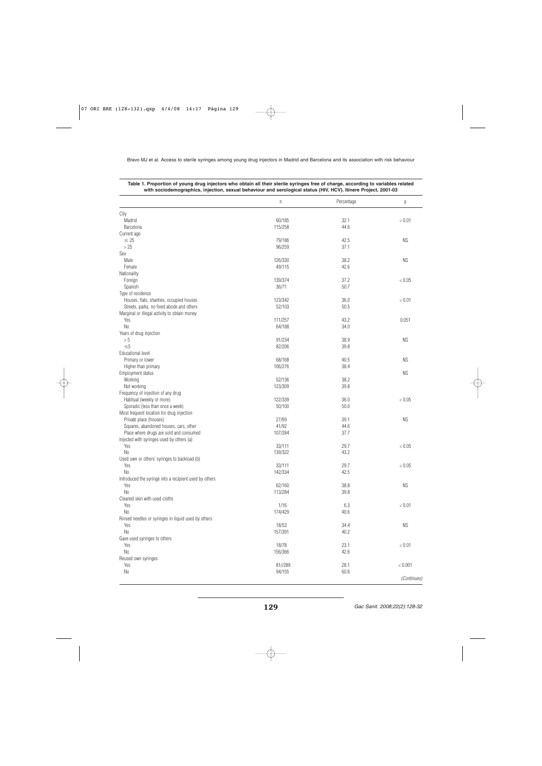**Table 1. Proportion of young drug injectors who obtain all their sterile syringes free of charge, according to variables related with sociodemographics, injection, sexual behaviour and serological status (HIV, HCV). Itinere Project, 2001-03**

| | n | Percentage | p |
|---|---|---|---|
| City | | | |
| Madrid | 60/185 | 32.1 | < 0.01 |
| Barcelona | 115/258 | 44.6 | |
| Current age | | | |
| ≤ 25 | 79/186 | 42.5 | NS |
| > 25 | 96/259 | 37.1 | |
| Sex | | | |
| Male | 126/330 | 38.2 | NS |
| Female | 49/115 | 42.6 | |
| Nationality | | | |
| Foreign | 139/374 | 37.2 | < 0.05 |
| Spanish | 36/71 | 50.7 | |
| Type of residence | | | |
| Houses, flats, shanties, occupied houses | 123/342 | 36.0 | < 0.01 |
| Streets, parks, no fixed abode and others | 52/103 | 50.5 | |
| Marginal or illegal activity to obtain money | | | |
| Yes | 111/257 | 43.2 | 0.051 |
| No | 64/188 | 34.0 | |
| Years of drug injection | | | |
| > 5 | 91/234 | 38.9 | NS |
| ≤5 | 82/206 | 39.8 | |
| Educational level | | | |
| Primary or lower | 68/168 | 40.5 | NS |
| Higher than primary | 106/276 | 38.4 | |
| Employment status | | | NS |
| Working | 52/136 | 38.2 | |
| Not working | 123/309 | 39.8 | |
| Frequency of injection of any drug | | | |
| Habitual (weekly or more) | 122/339 | 36.0 | < 0.05 |
| Sporadic (less than once a week) | 50/100 | 50.0 | |
| Most frequent location for drug injection | | | |
| Private place (houses) | 27/69 | 39.1 | NS |
| Squares, abandoned houses, cars, other | 41/92 | 44.6 | |
| Place where drugs are sold and consumed | 107/284 | 37.7 | |
| Injected with syringes used by others (a) | | | |
| Yes | 33/111 | 29.7 | < 0.05 |
| No | 139/322 | 43.2 | |
| Used own or others' syringes to backload (b) | | | |
| Yes | 33/111 | 29.7 | < 0.05 |
| No | 142/334 | 42.5 | |
| Introduced the syringe into a recipient used by others | | | |
| Yes | 62/160 | 38.8 | NS |
| No | 113/284 | 39.8 | |
| Cleaned skin with used cloths | | | |
| Yes | 1/16 | 6.3 | < 0.01 |
| No | 174/429 | 40.6 | |
| Rinsed needles or syringes in liquid used by others | | | |
| Yes | 18/53 | 34.4 | NS |
| No | 157/391 | 40.2 | |
| Gave used syringes to others | | | |
| Yes | 18/78 | 23.1 | < 0.01 |
| No | 156/366 | 42.6 | |
| Reused own syringes | | | |
| Yes | 81//289 | 28.1 | < 0.001 |
| No | 94/155 | 60.6 | |

*(Continues)*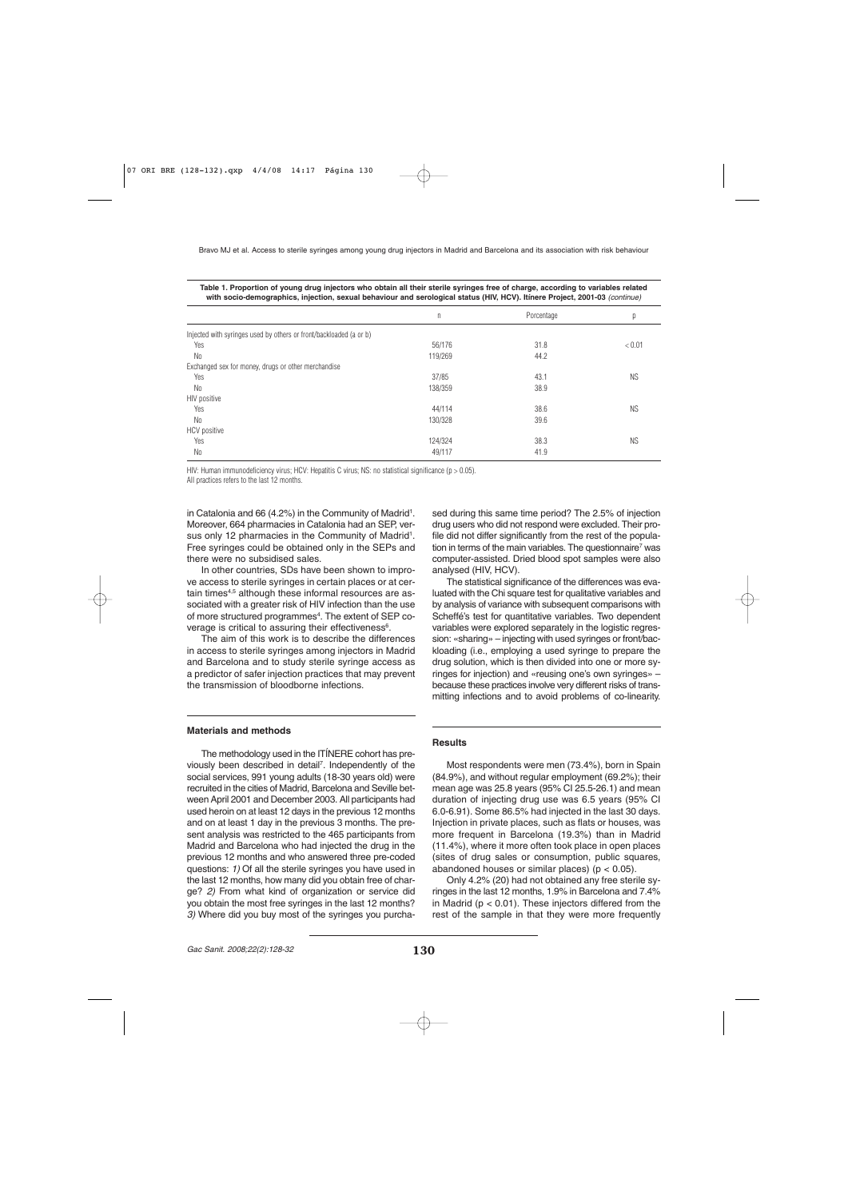**Table 1. Proportion of young drug injectors who obtain all their sterile syringes free of charge, according to variables related with socio-demographics, injection, sexual behaviour and serological status (HIV, HCV). Itinere Project, 2001-03** *(continue)*

| | n | Porcentage | p |
|---|---|---|---|
| Injected with syringes used by others or front/backloaded (a or b) | | | |
| Yes | 56/176 | 31.8 | < 0.01 |
| No | 119/269 | 44.2 | |
| Exchanged sex for money, drugs or other merchandise | | | |
| Yes | 37/85 | 43.1 | NS |
| No | 138/359 | 38.9 | |
| HIV positive | | | |
| Yes | 44/114 | 38.6 | NS |
| No | 130/328 | 39.6 | |
| HCV positive | | | |
| Yes | 124/324 | 38.3 | NS |
| No | 49/117 | 41.9 | |

HIV: Human immunodeficiency virus; HCV: Hepatitis C virus; NS: no statistical significance ($p > 0.05$).
All practices refers to the last 12 months.

in Catalonia and 66 (4.2%) in the Community of Madrid[1]. Moreover, 664 pharmacies in Catalonia had an SEP, versus only 12 pharmacies in the Community of Madrid[1]. Free syringes could be obtained only in the SEPs and there were no subsidised sales.

In other countries, SDs have been shown to improve access to sterile syringes in certain places or at certain times[4,5] although these informal resources are associated with a greater risk of HIV infection than the use of more structured programmes[4]. The extent of SEP coverage is critical to assuring their effectiveness[6].

The aim of this work is to describe the differences in access to sterile syringes among injectors in Madrid and Barcelona and to study sterile syringe access as a predictor of safer injection practices that may prevent the transmission of bloodborne infections.

## Materials and methods

The methodology used in the ITÍNERE cohort has previously been described in detail[7]. Independently of the social services, 991 young adults (18-30 years old) were recruited in the cities of Madrid, Barcelona and Seville between April 2001 and December 2003. All participants had used heroin on at least 12 days in the previous 12 months and on at least 1 day in the previous 3 months. The present analysis was restricted to the 465 participants from Madrid and Barcelona who had injected the drug in the previous 12 months and who answered three pre-coded questions: *1)* Of all the sterile syringes you have used in the last 12 months, how many did you obtain free of charge? *2)* From what kind of organization or service did you obtain the most free syringes in the last 12 months? *3)* Where did you buy most of the syringes you purchased during this same time period? The 2.5% of injection drug users who did not respond were excluded. Their profile did not differ significantly from the rest of the population in terms of the main variables. The questionnaire[7] was computer-assisted. Dried blood spot samples were also analysed (HIV, HCV).

The statistical significance of the differences was evaluated with the Chi square test for qualitative variables and by analysis of variance with subsequent comparisons with Scheffé's test for quantitative variables. Two dependent variables were explored separately in the logistic regression: «sharing» – injecting with used syringes or front/backloading (i.e., employing a used syringe to prepare the drug solution, which is then divided into one or more syringes for injection) and «reusing one's own syringes» – because these practices involve very different risks of transmitting infections and to avoid problems of co-linearity.

## Results

Most respondents were men (73.4%), born in Spain (84.9%), and without regular employment (69.2%); their mean age was 25.8 years (95% CI 25.5-26.1) and mean duration of injecting drug use was 6.5 years (95% CI 6.0-6.91). Some 86.5% had injected in the last 30 days. Injection in private places, such as flats or houses, was more frequent in Barcelona (19.3%) than in Madrid (11.4%), where it more often took place in open places (sites of drug sales or consumption, public squares, abandoned houses or similar places) ($p < 0.05$).

Only 4.2% (20) had not obtained any free sterile syringes in the last 12 months, 1.9% in Barcelona and 7.4% in Madrid ($p < 0.01$). These injectors differed from the rest of the sample in that they were more frequently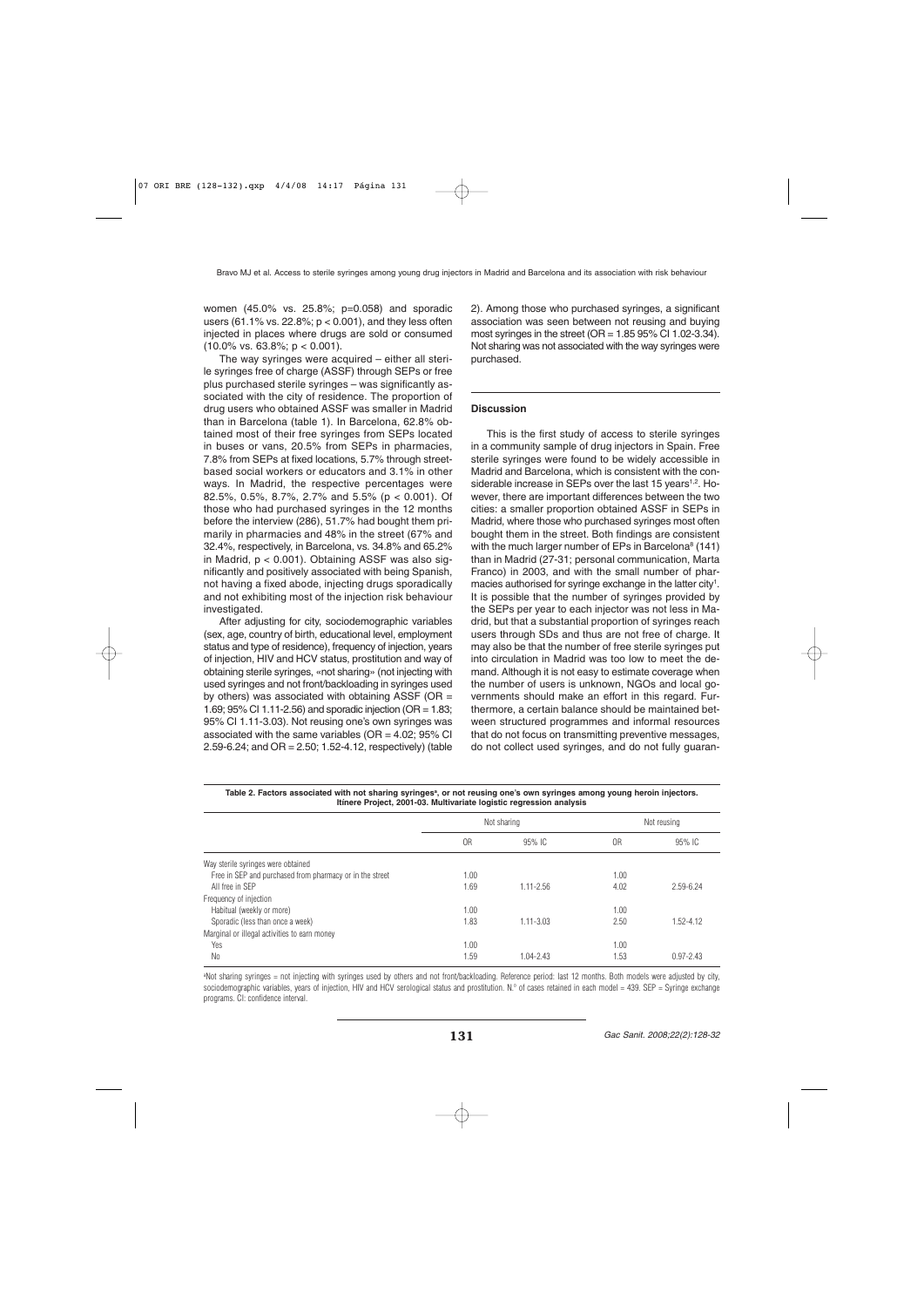women (45.0% vs. 25.8%; p=0.058) and sporadic users (61.1% vs. 22.8%; p < 0.001), and they less often injected in places where drugs are sold or consumed (10.0% vs. 63.8%; p < 0.001).

The way syringes were acquired – either all sterile syringes free of charge (ASSF) through SEPs or free plus purchased sterile syringes – was significantly associated with the city of residence. The proportion of drug users who obtained ASSF was smaller in Madrid than in Barcelona (table 1). In Barcelona, 62.8% obtained most of their free syringes from SEPs located in buses or vans, 20.5% from SEPs in pharmacies, 7.8% from SEPs at fixed locations, 5.7% through street-based social workers or educators and 3.1% in other ways. In Madrid, the respective percentages were 82.5%, 0.5%, 8.7%, 2.7% and 5.5% (p < 0.001). Of those who had purchased syringes in the 12 months before the interview (286), 51.7% had bought them primarily in pharmacies and 48% in the street (67% and 32.4%, respectively, in Barcelona, vs. 34.8% and 65.2% in Madrid, p < 0.001). Obtaining ASSF was also significantly and positively associated with being Spanish, not having a fixed abode, injecting drugs sporadically and not exhibiting most of the injection risk behaviour investigated.

After adjusting for city, sociodemographic variables (sex, age, country of birth, educational level, employment status and type of residence), frequency of injection, years of injection, HIV and HCV status, prostitution and way of obtaining sterile syringes, «not sharing» (not injecting with used syringes and not front/backloading in syringes used by others) was associated with obtaining ASSF (OR = 1.69; 95% CI 1.11-2.56) and sporadic injection (OR = 1.83; 95% CI 1.11-3.03). Not reusing one's own syringes was associated with the same variables (OR = 4.02; 95% CI 2.59-6.24; and OR = 2.50; 1.52-4.12, respectively) (table 2). Among those who purchased syringes, a significant association was seen between not reusing and buying most syringes in the street (OR = 1.85 95% CI 1.02-3.34). Not sharing was not associated with the way syringes were purchased.

## Discussion

This is the first study of access to sterile syringes in a community sample of drug injectors in Spain. Free sterile syringes were found to be widely accessible in Madrid and Barcelona, which is consistent with the considerable increase in SEPs over the last 15 years[1,2]. However, there are important differences between the two cities: a smaller proportion obtained ASSF in SEPs in Madrid, where those who purchased syringes most often bought them in the street. Both findings are consistent with the much larger number of EPs in Barcelona[8] (141) than in Madrid (27-31; personal communication, Marta Franco) in 2003, and with the small number of pharmacies authorised for syringe exchange in the latter city[1]. It is possible that the number of syringes provided by the SEPs per year to each injector was not less in Madrid, but that a substantial proportion of syringes reach users through SDs and thus are not free of charge. It may also be that the number of free sterile syringes put into circulation in Madrid was too low to meet the demand. Although it is not easy to estimate coverage when the number of users is unknown, NGOs and local governments should make an effort in this regard. Furthermore, a certain balance should be maintained between structured programmes and informal resources that do not focus on transmitting preventive messages, do not collect used syringes, and do not fully guaran-

**Table 2. Factors associated with not sharing syringes[a], or not reusing one's own syringes among young heroin injectors. Itinere Project, 2001-03. Multivariate logistic regression analysis**

| | Not sharing | | Not reusing | |
|---|---|---|---|---|
| | OR | 95% IC | OR | 95% IC |
| Way sterile syringes were obtained | | | | |
| Free in SEP and purchased from pharmacy or in the street | 1.00 | | 1.00 | |
| All free in SEP | 1.69 | 1.11-2.56 | 4.02 | 2.59-6.24 |
| Frequency of injection | | | | |
| Habitual (weekly or more) | 1.00 | | 1.00 | |
| Sporadic (less than once a week) | 1.83 | 1.11-3.03 | 2.50 | 1.52-4.12 |
| Marginal or illegal activities to earn money | | | | |
| Yes | 1.00 | | 1.00 | |
| No | 1.59 | 1.04-2.43 | 1.53 | 0.97-2.43 |

[a]Not sharing syringes = not injecting with syringes used by others and not front/backloading. Reference period: last 12 months. Both models were adjusted by city, sociodemographic variables, years of injection, HIV and HCV serological status and prostitution. N.° of cases retained in each model = 439. SEP = Syringe exchange programs. CI: confidence interval.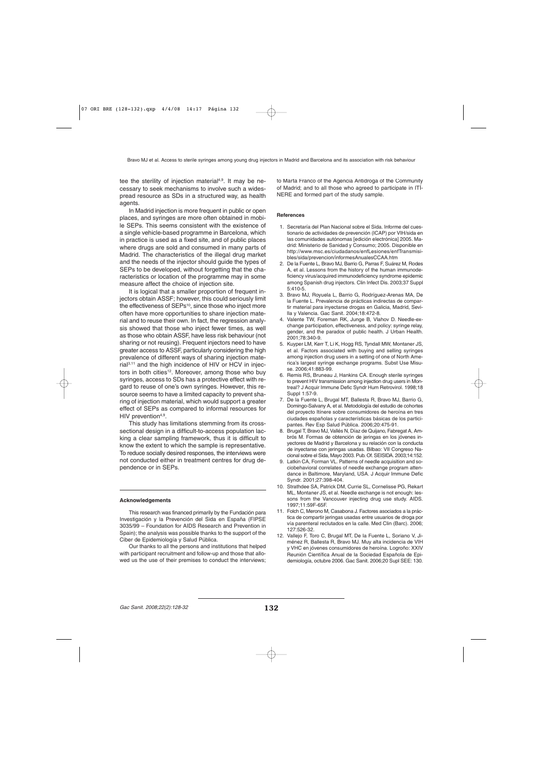tee the sterility of injection material[4,9]. It may be necessary to seek mechanisms to involve such a widespread resource as SDs in a structured way, as health agents.

In Madrid injection is more frequent in public or open places, and syringes are more often obtained in mobile SEPs. This seems consistent with the existence of a single vehicle-based programme in Barcelona, which in practice is used as a fixed site, and of public places where drugs are sold and consumed in many parts of Madrid. The characteristics of the illegal drug market and the needs of the injector should guide the types of SEPs to be developed, without forgetting that the characteristics or location of the programme may in some measure affect the choice of injection site.

It is logical that a smaller proportion of frequent injectors obtain ASSF; however, this could seriously limit the effectiveness of SEPs[10], since those who inject more often have more opportunities to share injection material and to reuse their own. In fact, the regression analysis showed that those who inject fewer times, as well as those who obtain ASSF, have less risk behaviour (not sharing or not reusing). Frequent injectors need to have greater access to ASSF, particularly considering the high prevalence of different ways of sharing injection material[3,11] and the high incidence of HIV or HCV in injectors in both cities[12]. Moreover, among those who buy syringes, access to SDs has a protective effect with regard to reuse of one's own syringes. However, this resource seems to have a limited capacity to prevent sharing of injection material, which would support a greater effect of SEPs as compared to informal resources for HIV prevention[4,9].

This study has limitations stemming from its cross-sectional design in a difficult-to-access population lacking a clear sampling framework, thus it is difficult to know the extent to which the sample is representative. To reduce socially desired responses, the interviews were not conducted either in treatment centres for drug dependence or in SEPs.

## Acknowledgements

This research was financed primarily by the Fundación para Investigación y la Prevención del Sida en España (FIPSE 3035/99 – Foundation for AIDS Research and Prevention in Spain); the analysis was possible thanks to the support of the Ciber de Epidemiología y Salud Pública.

Our thanks to all the persons and institutions that helped with participant recruitment and follow-up and those that allowed us the use of their premises to conduct the interviews; to Marta Franco of the Agencia Antidroga of the Community of Madrid; and to all those who agreed to participate in ITÍNERE and formed part of the study sample.

## References

1. Secretaría del Plan Nacional sobre el Sida. Informe del cuestionario de actividades de prevención (ICAP) por VIH/sida en las comunidades autónomas [edición electrónica] 2005. Madrid: Ministerio de Sanidad y Consumo; 2005. Disponible en http://www.msc.es/ciudadanos/enfLesiones/enfTransmisibles/sida/prevencion/informesAnualesCCAA.htm
2. De la Fuente L, Bravo MJ, Barrio G, Parras F, Suárez M, Rodes A, et al. Lessons from the history of the human immunodeficiency virus/acquired immunodeficiency syndrome epidemic among Spanish drug injectors. Clin Infect Dis. 2003;37 Suppl 5:410-5.
3. Bravo MJ, Royuela L, Barrio G, Rodríguez-Arenas MA, De la Fuente L. Prevalencia de prácticas indirectas de compartir material para inyectarse drogas en Galicia, Madrid, Sevilla y Valencia. Gac Sanit. 2004;18:472-8.
4. Valente TW, Foreman RK, Junge B, Vlahov D. Needle-exchange participation, effectiveness, and policy: syringe relay, gender, and the paradox of public health. J Urban Health. 2001;78:340-9.
5. Kuyper LM, Kerr T, Li K, Hogg RS, Tyndall MW, Montaner JS, et al. Factors associated with buying and selling syringes among injection drug users in a setting of one of North America's largest syringe exchange programs. Subst Use Misuse. 2006;41:883-99.
6. Remis RS, Bruneau J, Hankins CA. Enough sterile syringes to prevent HIV transmission among injection drug users in Montreal? J Acquir Immune Defic Syndr Hum Retrovirol. 1998;18 Suppl 1:57-9.
7. De la Fuente L, Brugal MT, Ballesta R, Bravo MJ, Barrio G, Domingo-Salvany A, et al. Metodología del estudio de cohortes del proyecto Itínere sobre consumidores de heroína en tres ciudades españolas y características básicas de los participantes. Rev Esp Salud Pública. 2006;20:475-91.
8. Brugal T, Bravo MJ, Vallés N, Díaz de Quijano, Fabregat A, Ambrós M. Formas de obtención de jeringas en los jóvenes inyectores de Madrid y Barcelona y su relación con la conducta de inyectarse con jeringas usadas. Bilbao: VII Congreso Nacional sobre el Sida, Mayo 2003. Pub. Of. SEISIDA. 2003;14:152.
9. Latkin CA, Forman VL. Patterns of needle acquisition and sociobehavioral correlates of needle exchange program attendance in Baltimore, Maryland, USA. J Acquir Immune Defic Syndr. 2001;27:398-404.
10. Strathdee SA, Patrick DM, Currie SL, Cornelisse PG, Rekart ML, Montaner JS, et al. Needle exchange is not enough: lessons from the Vancouver injecting drug use study. AIDS. 1997;11:59F-65F.
11. Folch C, Merono M, Casabona J. Factores asociados a la práctica de compartir jeringas usadas entre usuarios de droga por vía parenteral reclutados en la calle. Med Clin (Barc). 2006; 127:526-32.
12. Vallejo F, Toro C, Brugal MT, De la Fuente L, Soriano V, Jiménez R, Ballesta R, Bravo MJ. Muy alta incidencia de VIH y VHC en jóvenes consumidores de heroína. Logroño: XXIV Reunión Científica Anual de la Sociedad Española de Epidemiología, octubre 2006. Gac Sanit. 2006;20 Supl SEE: 130.